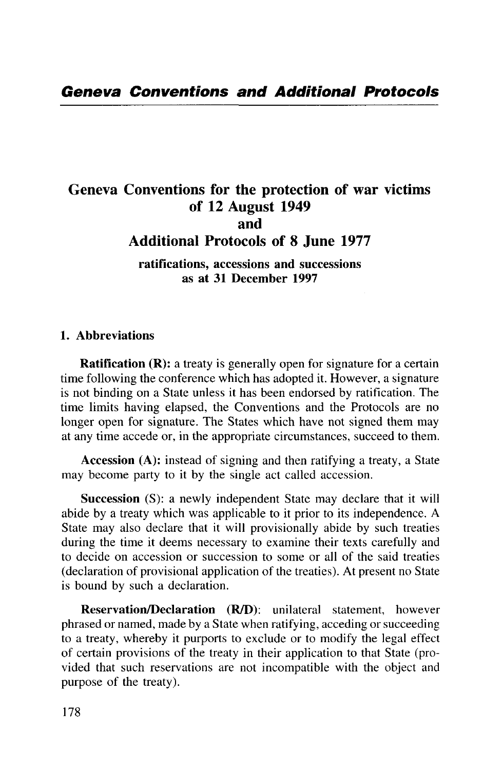# Geneva Conventions for the protection of war victims of 12 August 1949 and Additional Protocols of 8 June 1977

**ratifications, accessions and successions as at 31 December 1997**

## 1. Abbreviations

**Ratification (R):** a treaty is generally open for signature for a certain time following the conference which has adopted it. However, a signature is not binding on a State unless it has been endorsed by ratification. The time limits having elapsed, the Conventions and the Protocols are no longer open for signature. The States which have not signed them may at any time accede or, in the appropriate circumstances, succeed to them.

**Accession (A):** instead of signing and then ratifying a treaty, a State may become party to it by the single act called accession.

**Succession** (S): a newly independent State may declare that it will abide by a treaty which was applicable to it prior to its independence. A State may also declare that it will provisionally abide by such treaties during the time it deems necessary to examine their texts carefully and to decide on accession or succession to some or all of the said treaties (declaration of provisional application of the treaties). At present no State is bound by such a declaration.

**Reservation/Declaration (R/D)**: unilateral statement, however phrased or named, made by a State when ratifying, acceding or succeeding to a treaty, whereby it purports to exclude or to modify the legal effect of certain provisions of the treaty in their application to that State (provided that such reservations are not incompatible with the object and purpose of the treaty).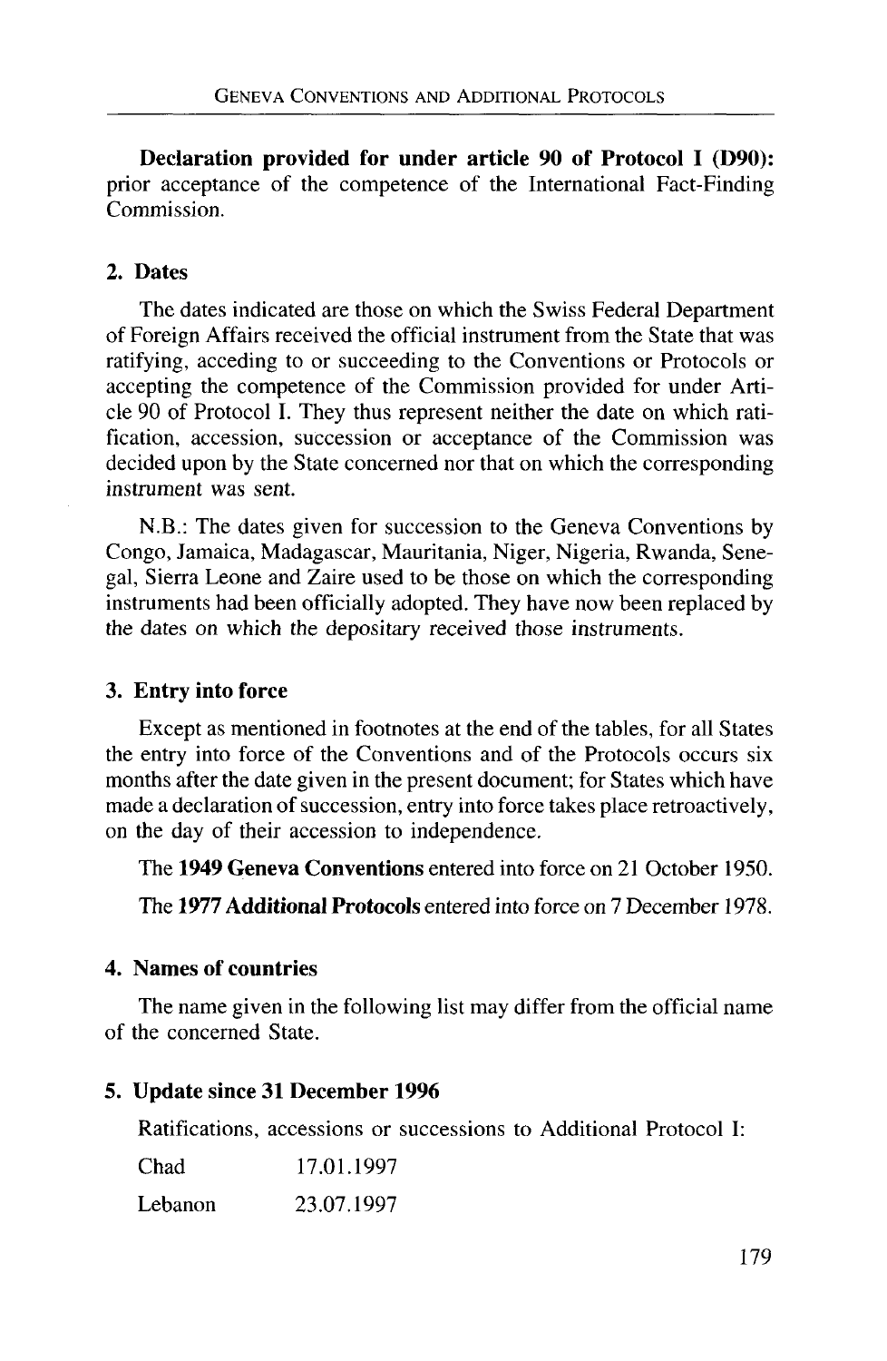**Declaration provided for under article 90 of Protocol I (D90):** prior acceptance of the competence of the International Fact-Finding Commission.

## 2. Dates

The dates indicated are those on which the Swiss Federal Department of Foreign Affairs received the official instrument from the State that was ratifying, acceding to or succeeding to the Conventions or Protocols or accepting the competence of the Commission provided for under Article 90 of Protocol I. They thus represent neither the date on which ratification, accession, succession or acceptance of the Commission was decided upon by the State concerned nor that on which the corresponding instrument was sent.

N.B.: The dates given for succession to the Geneva Conventions by Congo, Jamaica, Madagascar, Mauritania, Niger, Nigeria, Rwanda, Senegal, Sierra Leone and Zaire used to be those on which the corresponding instruments had been officially adopted. They have now been replaced by the dates on which the depositary received those instruments.

## 3. Entry into force

Except as mentioned in footnotes at the end of the tables, for all States the entry into force of the Conventions and of the Protocols occurs six months after the date given in the present document; for States which have made a declaration of succession, entry into force takes place retroactively, on the day of their accession to independence.

The **1949 Geneva Conventions** entered into force on 21 October 1950.

The **1977 Additional Protocols** entered into force on 7 December 1978.

## 4. Names of countries

The name given in the following list may differ from the official name of the concerned State.

## 5. Update since 31 December 1996

Ratifications, accessions or successions to Additional Protocol I:

| | |
|---|---|
| Chad | 17.01.1997 |
| Lebanon | 23.07.1997 |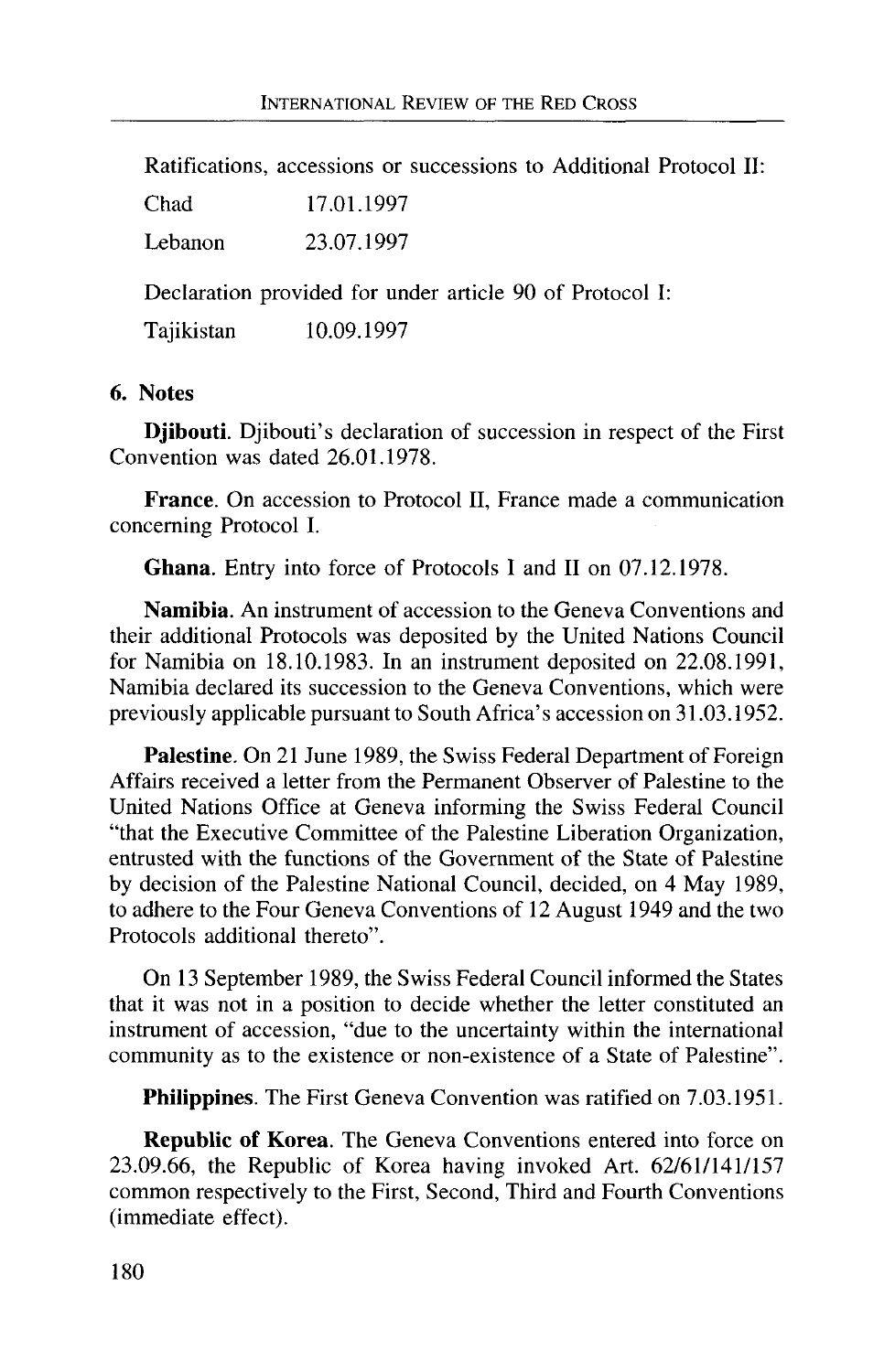Ratifications, accessions or successions to Additional Protocol II:

| | |
|---|---|
| Chad | 17.01.1997 |
| Lebanon | 23.07.1997 |

Declaration provided for under article 90 of Protocol I:

| | |
|---|---|
| Tajikistan | 10.09.1997 |

### 6. Notes

**Djibouti**. Djibouti's declaration of succession in respect of the First Convention was dated 26.01.1978.

**France**. On accession to Protocol II, France made a communication concerning Protocol I.

**Ghana**. Entry into force of Protocols I and II on 07.12.1978.

**Namibia**. An instrument of accession to the Geneva Conventions and their additional Protocols was deposited by the United Nations Council for Namibia on 18.10.1983. In an instrument deposited on 22.08.1991, Namibia declared its succession to the Geneva Conventions, which were previously applicable pursuant to South Africa's accession on 31.03.1952.

**Palestine**. On 21 June 1989, the Swiss Federal Department of Foreign Affairs received a letter from the Permanent Observer of Palestine to the United Nations Office at Geneva informing the Swiss Federal Council "that the Executive Committee of the Palestine Liberation Organization, entrusted with the functions of the Government of the State of Palestine by decision of the Palestine National Council, decided, on 4 May 1989, to adhere to the Four Geneva Conventions of 12 August 1949 and the two Protocols additional thereto".

On 13 September 1989, the Swiss Federal Council informed the States that it was not in a position to decide whether the letter constituted an instrument of accession, "due to the uncertainty within the international community as to the existence or non-existence of a State of Palestine".

**Philippines**. The First Geneva Convention was ratified on 7.03.1951.

**Republic of Korea**. The Geneva Conventions entered into force on 23.09.66, the Republic of Korea having invoked Art. 62/61/141/157 common respectively to the First, Second, Third and Fourth Conventions (immediate effect).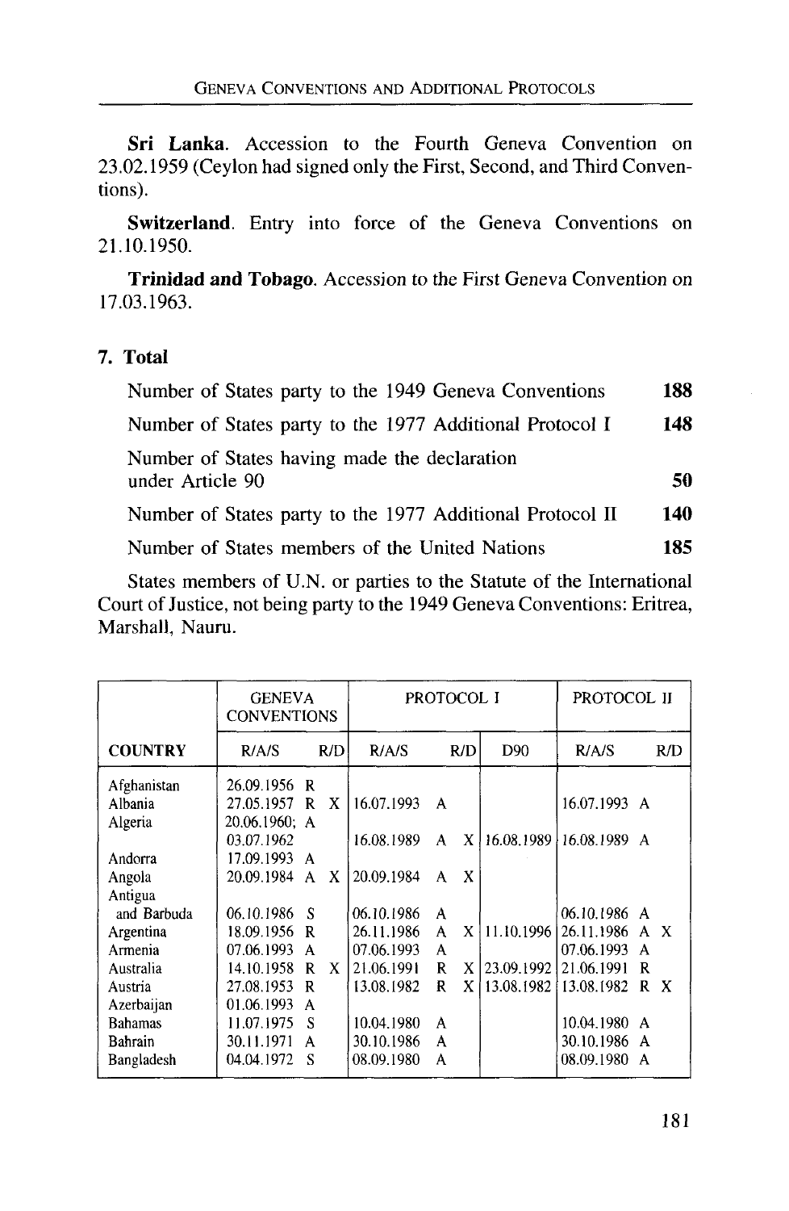**Sri Lanka**. Accession to the Fourth Geneva Convention on 23.02.1959 (Ceylon had signed only the First, Second, and Third Conventions).

**Switzerland**. Entry into force of the Geneva Conventions on 21.10.1950.

**Trinidad and Tobago**. Accession to the First Geneva Convention on 17.03.1963.

## 7. Total

| | |
|---|---|
| Number of States party to the 1949 Geneva Conventions | **188** |
| Number of States party to the 1977 Additional Protocol I | **148** |
| Number of States having made the declaration under Article 90 | **50** |
| Number of States party to the 1977 Additional Protocol II | **140** |
| Number of States members of the United Nations | **185** |

States members of U.N. or parties to the Statute of the International Court of Justice, not being party to the 1949 Geneva Conventions: Eritrea, Marshall, Nauru.

| | GENEVA CONVENTIONS | | PROTOCOL I | | | PROTOCOL II | |
|---|---|---|---|---|---|---|---|
| COUNTRY | R/A/S | R/D | R/A/S | R/D | D90 | R/A/S | R/D |
| Afghanistan | 26.09.1956 R | | | | | | |
| Albania | 27.05.1957 R | X | 16.07.1993 A | | | 16.07.1993 A | |
| Algeria | 20.06.1960; A 03.07.1962 | | 16.08.1989 A | X | 16.08.1989 | 16.08.1989 A | |
| Andorra | 17.09.1993 A | | | | | | |
| Angola | 20.09.1984 A | X | 20.09.1984 A | X | | | |
| Antigua and Barbuda | 06.10.1986 S | | 06.10.1986 A | | | 06.10.1986 A | |
| Argentina | 18.09.1956 R | | 26.11.1986 A | X | 11.10.1996 | 26.11.1986 A | X |
| Armenia | 07.06.1993 A | | 07.06.1993 A | | | 07.06.1993 A | |
| Australia | 14.10.1958 R | X | 21.06.1991 R | X | 23.09.1992 | 21.06.1991 R | |
| Austria | 27.08.1953 R | | 13.08.1982 R | X | 13.08.1982 | 13.08.1982 R | X |
| Azerbaijan | 01.06.1993 A | | | | | | |
| Bahamas | 11.07.1975 S | | 10.04.1980 A | | | 10.04.1980 A | |
| Bahrain | 30.11.1971 A | | 30.10.1986 A | | | 30.10.1986 A | |
| Bangladesh | 04.04.1972 S | | 08.09.1980 A | | | 08.09.1980 A | |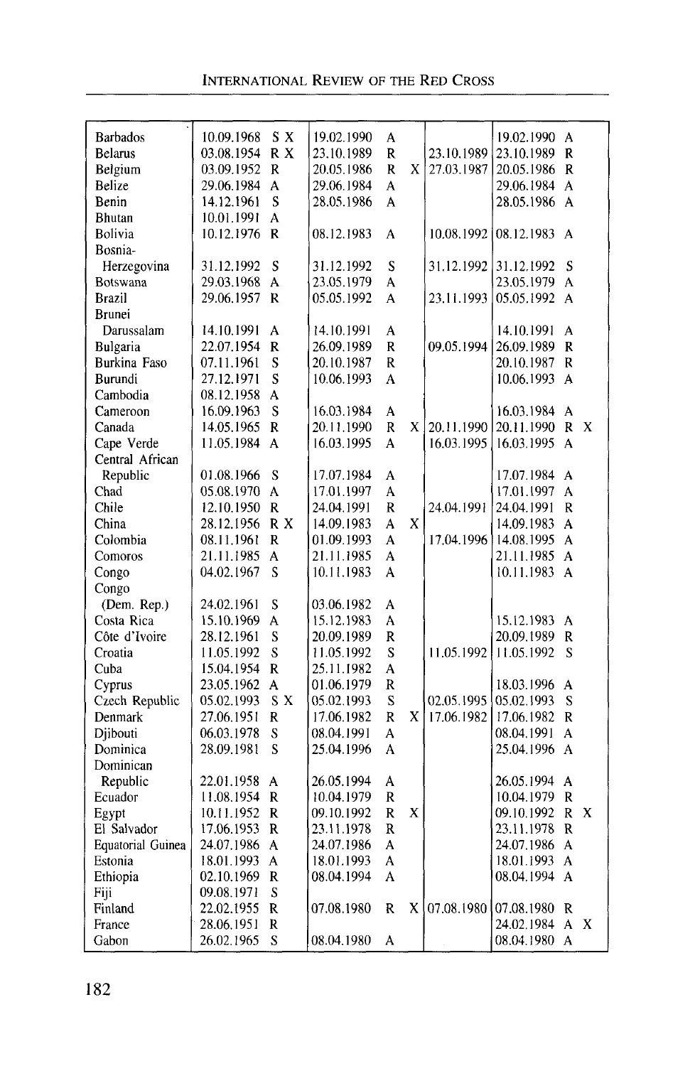| | | | | | | | | | | |
|---|---|---|---|---|---|---|---|---|---|---|
| Barbados | 10.09.1968 | S X | 19.02.1990 | A | | | 19.02.1990 | A | |
| Belarus | 03.08.1954 | R X | 23.10.1989 | R | | 23.10.1989 | 23.10.1989 | R | |
| Belgium | 03.09.1952 | R | 20.05.1986 | R | X | 27.03.1987 | 20.05.1986 | R | |
| Belize | 29.06.1984 | A | 29.06.1984 | A | | | 29.06.1984 | A | |
| Benin | 14.12.1961 | S | 28.05.1986 | A | | | 28.05.1986 | A | |
| Bhutan | 10.01.1991 | A | | | | | | | |
| Bolivia | 10.12.1976 | R | 08.12.1983 | A | | 10.08.1992 | 08.12.1983 | A | |
| Bosnia-Herzegovina | 31.12.1992 | S | 31.12.1992 | S | | 31.12.1992 | 31.12.1992 | S | |
| Botswana | 29.03.1968 | A | 23.05.1979 | A | | | 23.05.1979 | A | |
| Brazil | 29.06.1957 | R | 05.05.1992 | A | | 23.11.1993 | 05.05.1992 | A | |
| Brunei Darussalam | 14.10.1991 | A | 14.10.1991 | A | | | 14.10.1991 | A | |
| Bulgaria | 22.07.1954 | R | 26.09.1989 | R | | 09.05.1994 | 26.09.1989 | R | |
| Burkina Faso | 07.11.1961 | S | 20.10.1987 | R | | | 20.10.1987 | R | |
| Burundi | 27.12.1971 | S | 10.06.1993 | A | | | 10.06.1993 | A | |
| Cambodia | 08.12.1958 | A | | | | | | | |
| Cameroon | 16.09.1963 | S | 16.03.1984 | A | | | 16.03.1984 | A | |
| Canada | 14.05.1965 | R | 20.11.1990 | R | X | 20.11.1990 | 20.11.1990 | R | X |
| Cape Verde | 11.05.1984 | A | 16.03.1995 | A | | 16.03.1995 | 16.03.1995 | A | |
| Central African Republic | 01.08.1966 | S | 17.07.1984 | A | | | 17.07.1984 | A | |
| Chad | 05.08.1970 | A | 17.01.1997 | A | | | 17.01.1997 | A | |
| Chile | 12.10.1950 | R | 24.04.1991 | R | | 24.04.1991 | 24.04.1991 | R | |
| China | 28.12.1956 | R X | 14.09.1983 | A | X | | 14.09.1983 | A | |
| Colombia | 08.11.1961 | R | 01.09.1993 | A | | 17.04.1996 | 14.08.1995 | A | |
| Comoros | 21.11.1985 | A | 21.11.1985 | A | | | 21.11.1985 | A | |
| Congo | 04.02.1967 | S | 10.11.1983 | A | | | 10.11.1983 | A | |
| Congo (Dem. Rep.) | 24.02.1961 | S | 03.06.1982 | A | | | | | |
| Costa Rica | 15.10.1969 | A | 15.12.1983 | A | | | 15.12.1983 | A | |
| Côte d'Ivoire | 28.12.1961 | S | 20.09.1989 | R | | | 20.09.1989 | R | |
| Croatia | 11.05.1992 | S | 11.05.1992 | S | | 11.05.1992 | 11.05.1992 | S | |
| Cuba | 15.04.1954 | R | 25.11.1982 | A | | | | | |
| Cyprus | 23.05.1962 | A | 01.06.1979 | R | | | 18.03.1996 | A | |
| Czech Republic | 05.02.1993 | S X | 05.02.1993 | S | | 02.05.1995 | 05.02.1993 | S | |
| Denmark | 27.06.1951 | R | 17.06.1982 | R | X | 17.06.1982 | 17.06.1982 | R | |
| Djibouti | 06.03.1978 | S | 08.04.1991 | A | | | 08.04.1991 | A | |
| Dominica | 28.09.1981 | S | 25.04.1996 | A | | | 25.04.1996 | A | |
| Dominican Republic | 22.01.1958 | A | 26.05.1994 | A | | | 26.05.1994 | A | |
| Ecuador | 11.08.1954 | R | 10.04.1979 | R | | | 10.04.1979 | R | |
| Egypt | 10.11.1952 | R | 09.10.1992 | R | X | | 09.10.1992 | R | X |
| El Salvador | 17.06.1953 | R | 23.11.1978 | R | | | 23.11.1978 | R | |
| Equatorial Guinea | 24.07.1986 | A | 24.07.1986 | A | | | 24.07.1986 | A | |
| Estonia | 18.01.1993 | A | 18.01.1993 | A | | | 18.01.1993 | A | |
| Ethiopia | 02.10.1969 | R | 08.04.1994 | A | | | 08.04.1994 | A | |
| Fiji | 09.08.1971 | S | | | | | | | |
| Finland | 22.02.1955 | R | 07.08.1980 | R | X | 07.08.1980 | 07.08.1980 | R | |
| France | 28.06.1951 | R | | | | | 24.02.1984 | A | X |
| Gabon | 26.02.1965 | S | 08.04.1980 | A | | | 08.04.1980 | A | |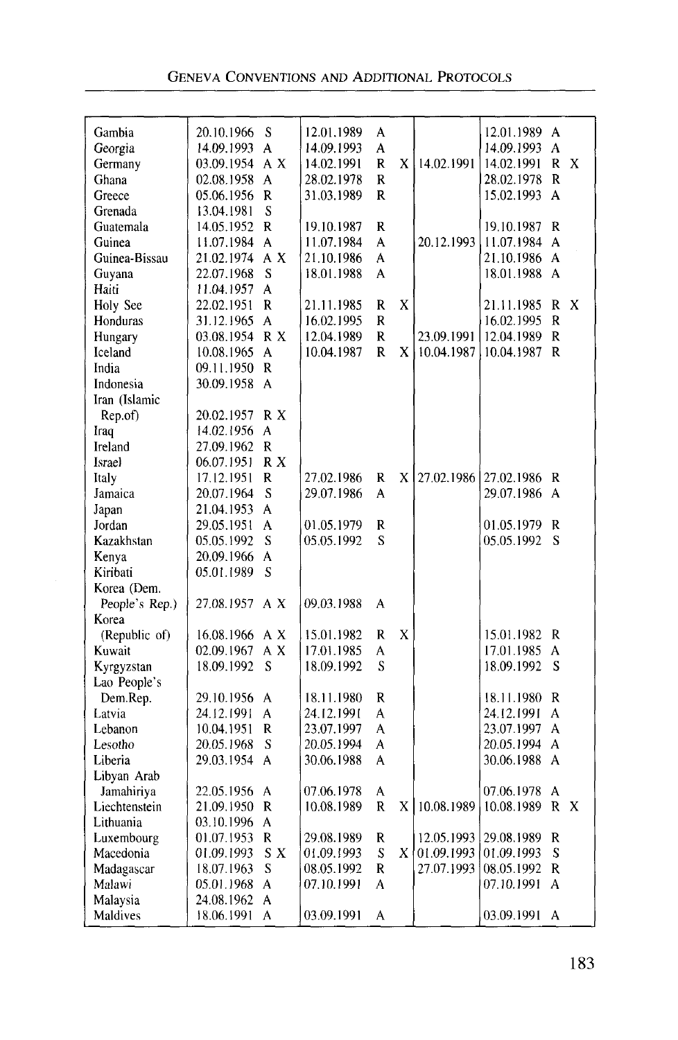| | | | | | | | | | |
|---|---|---|---|---|---|---|---|---|---|
| Gambia | 20.10.1966 | S | 12.01.1989 | A | | | 12.01.1989 | A | |
| Georgia | 14.09.1993 | A | 14.09.1993 | A | | | 14.09.1993 | A | |
| Germany | 03.09.1954 | A X | 14.02.1991 | R | X | 14.02.1991 | 14.02.1991 | R | X |
| Ghana | 02.08.1958 | A | 28.02.1978 | R | | | 28.02.1978 | R | |
| Greece | 05.06.1956 | R | 31.03.1989 | R | | | 15.02.1993 | A | |
| Grenada | 13.04.1981 | S | | | | | | | |
| Guatemala | 14.05.1952 | R | 19.10.1987 | R | | | 19.10.1987 | R | |
| Guinea | 11.07.1984 | A | 11.07.1984 | A | | 20.12.1993 | 11.07.1984 | A | |
| Guinea-Bissau | 21.02.1974 | A X | 21.10.1986 | A | | | 21.10.1986 | A | |
| Guyana | 22.07.1968 | S | 18.01.1988 | A | | | 18.01.1988 | A | |
| Haiti | 11.04.1957 | A | | | | | | | |
| Holy See | 22.02.1951 | R | 21.11.1985 | R | X | | 21.11.1985 | R | X |
| Honduras | 31.12.1965 | A | 16.02.1995 | R | | | 16.02.1995 | R | |
| Hungary | 03.08.1954 | R X | 12.04.1989 | R | | 23.09.1991 | 12.04.1989 | R | |
| Iceland | 10.08.1965 | A | 10.04.1987 | R | X | 10.04.1987 | 10.04.1987 | R | |
| India | 09.11.1950 | R | | | | | | | |
| Indonesia | 30.09.1958 | A | | | | | | | |
| Iran (Islamic Rep.of) | 20.02.1957 | R X | | | | | | | |
| Iraq | 14.02.1956 | A | | | | | | | |
| Ireland | 27.09.1962 | R | | | | | | | |
| Israel | 06.07.1951 | R X | | | | | | | |
| Italy | 17.12.1951 | R | 27.02.1986 | R | X | 27.02.1986 | 27.02.1986 | R | |
| Jamaica | 20.07.1964 | S | 29.07.1986 | A | | | 29.07.1986 | A | |
| Japan | 21.04.1953 | A | | | | | | | |
| Jordan | 29.05.1951 | A | 01.05.1979 | R | | | 01.05.1979 | R | |
| Kazakhstan | 05.05.1992 | S | 05.05.1992 | S | | | 05.05.1992 | S | |
| Kenya | 20.09.1966 | A | | | | | | | |
| Kiribati | 05.01.1989 | S | | | | | | | |
| Korea (Dem. People's Rep.) | 27.08.1957 | A X | 09.03.1988 | A | | | | | |
| Korea (Republic of) | 16.08.1966 | A X | 15.01.1982 | R | X | | 15.01.1982 | R | |
| Kuwait | 02.09.1967 | A X | 17.01.1985 | A | | | 17.01.1985 | A | |
| Kyrgyzstan | 18.09.1992 | S | 18.09.1992 | S | | | 18.09.1992 | S | |
| Lao People's Dem.Rep. | 29.10.1956 | A | 18.11.1980 | R | | | 18.11.1980 | R | |
| Latvia | 24.12.1991 | A | 24.12.1991 | A | | | 24.12.1991 | A | |
| Lebanon | 10.04.1951 | R | 23.07.1997 | A | | | 23.07.1997 | A | |
| Lesotho | 20.05.1968 | S | 20.05.1994 | A | | | 20.05.1994 | A | |
| Liberia | 29.03.1954 | A | 30.06.1988 | A | | | 30.06.1988 | A | |
| Libyan Arab Jamahiriya | 22.05.1956 | A | 07.06.1978 | A | | | 07.06.1978 | A | |
| Liechtenstein | 21.09.1950 | R | 10.08.1989 | R | X | 10.08.1989 | 10.08.1989 | R | X |
| Lithuania | 03.10.1996 | A | | | | | | | |
| Luxembourg | 01.07.1953 | R | 29.08.1989 | R | | 12.05.1993 | 29.08.1989 | R | |
| Macedonia | 01.09.1993 | S X | 01.09.1993 | S | X | 01.09.1993 | 01.09.1993 | S | |
| Madagascar | 18.07.1963 | S | 08.05.1992 | R | | 27.07.1993 | 08.05.1992 | R | |
| Malawi | 05.01.1968 | A | 07.10.1991 | A | | | 07.10.1991 | A | |
| Malaysia | 24.08.1962 | A | | | | | | | |
| Maldives | 18.06.1991 | A | 03.09.1991 | A | | | 03.09.1991 | A | |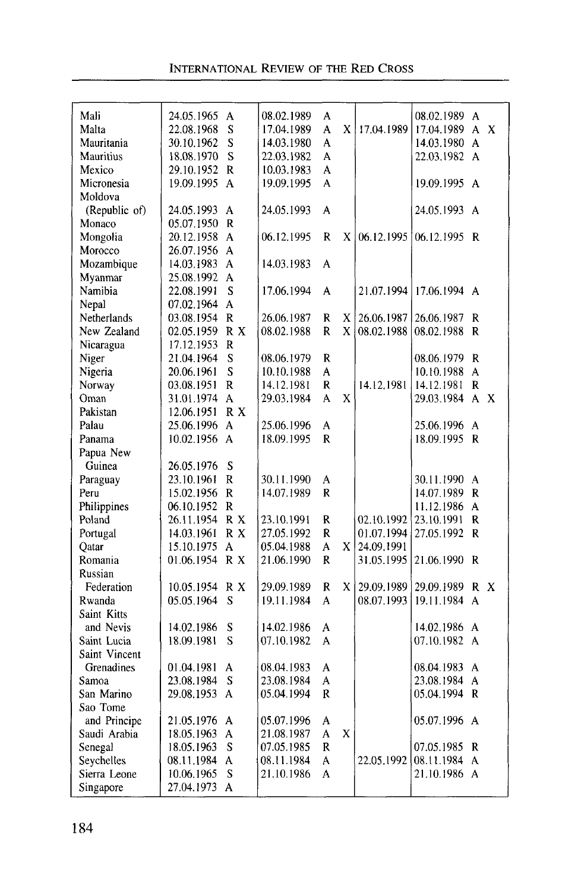| | | | | | | | | | |
|---|---|---|---|---|---|---|---|---|---|
| Mali | 24.05.1965 | A | 08.02.1989 | A | | | 08.02.1989 | A | |
| Malta | 22.08.1968 | S | 17.04.1989 | A | X | 17.04.1989 | 17.04.1989 | A | X |
| Mauritania | 30.10.1962 | S | 14.03.1980 | A | | | 14.03.1980 | A | |
| Mauritius | 18.08.1970 | S | 22.03.1982 | A | | | 22.03.1982 | A | |
| Mexico | 29.10.1952 | R | 10.03.1983 | A | | | | | |
| Micronesia | 19.09.1995 | A | 19.09.1995 | A | | | 19.09.1995 | A | |
| Moldova (Republic of) | 24.05.1993 | A | 24.05.1993 | A | | | 24.05.1993 | A | |
| Monaco | 05.07.1950 | R | | | | | | | |
| Mongolia | 20.12.1958 | A | 06.12.1995 | R | X | 06.12.1995 | 06.12.1995 | R | |
| Morocco | 26.07.1956 | A | | | | | | | |
| Mozambique | 14.03.1983 | A | 14.03.1983 | A | | | | | |
| Myanmar | 25.08.1992 | A | | | | | | | |
| Namibia | 22.08.1991 | S | 17.06.1994 | A | | 21.07.1994 | 17.06.1994 | A | |
| Nepal | 07.02.1964 | A | | | | | | | |
| Netherlands | 03.08.1954 | R | 26.06.1987 | R | X | 26.06.1987 | 26.06.1987 | R | |
| New Zealand | 02.05.1959 | R X | 08.02.1988 | R | X | 08.02.1988 | 08.02.1988 | R | |
| Nicaragua | 17.12.1953 | R | | | | | | | |
| Niger | 21.04.1964 | S | 08.06.1979 | R | | | 08.06.1979 | R | |
| Nigeria | 20.06.1961 | S | 10.10.1988 | A | | | 10.10.1988 | A | |
| Norway | 03.08.1951 | R | 14.12.1981 | R | | 14.12.1981 | 14.12.1981 | R | |
| Oman | 31.01.1974 | A | 29.03.1984 | A | X | | 29.03.1984 | A | X |
| Pakistan | 12.06.1951 | R X | | | | | | | |
| Palau | 25.06.1996 | A | 25.06.1996 | A | | | 25.06.1996 | A | |
| Panama | 10.02.1956 | A | 18.09.1995 | R | | | 18.09.1995 | R | |
| Papua New Guinea | 26.05.1976 | S | | | | | | | |
| Paraguay | 23.10.1961 | R | 30.11.1990 | A | | | 30.11.1990 | A | |
| Peru | 15.02.1956 | R | 14.07.1989 | R | | | 14.07.1989 | R | |
| Philippines | 06.10.1952 | R | | | | | 11.12.1986 | A | |
| Poland | 26.11.1954 | R X | 23.10.1991 | R | | 02.10.1992 | 23.10.1991 | R | |
| Portugal | 14.03.1961 | R X | 27.05.1992 | R | | 01.07.1994 | 27.05.1992 | R | |
| Qatar | 15.10.1975 | A | 05.04.1988 | A | X | 24.09.1991 | | | |
| Romania | 01.06.1954 | R X | 21.06.1990 | R | | 31.05.1995 | 21.06.1990 | R | |
| Russian Federation | 10.05.1954 | R X | 29.09.1989 | R | X | 29.09.1989 | 29.09.1989 | R | X |
| Rwanda | 05.05.1964 | S | 19.11.1984 | A | | 08.07.1993 | 19.11.1984 | A | |
| Saint Kitts and Nevis | 14.02.1986 | S | 14.02.1986 | A | | | 14.02.1986 | A | |
| Saint Lucia | 18.09.1981 | S | 07.10.1982 | A | | | 07.10.1982 | A | |
| Saint Vincent Grenadines | 01.04.1981 | A | 08.04.1983 | A | | | 08.04.1983 | A | |
| Samoa | 23.08.1984 | S | 23.08.1984 | A | | | 23.08.1984 | A | |
| San Marino | 29.08.1953 | A | 05.04.1994 | R | | | 05.04.1994 | R | |
| Sao Tome and Principe | 21.05.1976 | A | 05.07.1996 | A | | | 05.07.1996 | A | |
| Saudi Arabia | 18.05.1963 | A | 21.08.1987 | A | X | | | | |
| Senegal | 18.05.1963 | S | 07.05.1985 | R | | | 07.05.1985 | R | |
| Seychelles | 08.11.1984 | A | 08.11.1984 | A | | 22.05.1992 | 08.11.1984 | A | |
| Sierra Leone | 10.06.1965 | S | 21.10.1986 | A | | | 21.10.1986 | A | |
| Singapore | 27.04.1973 | A | | | | | | | |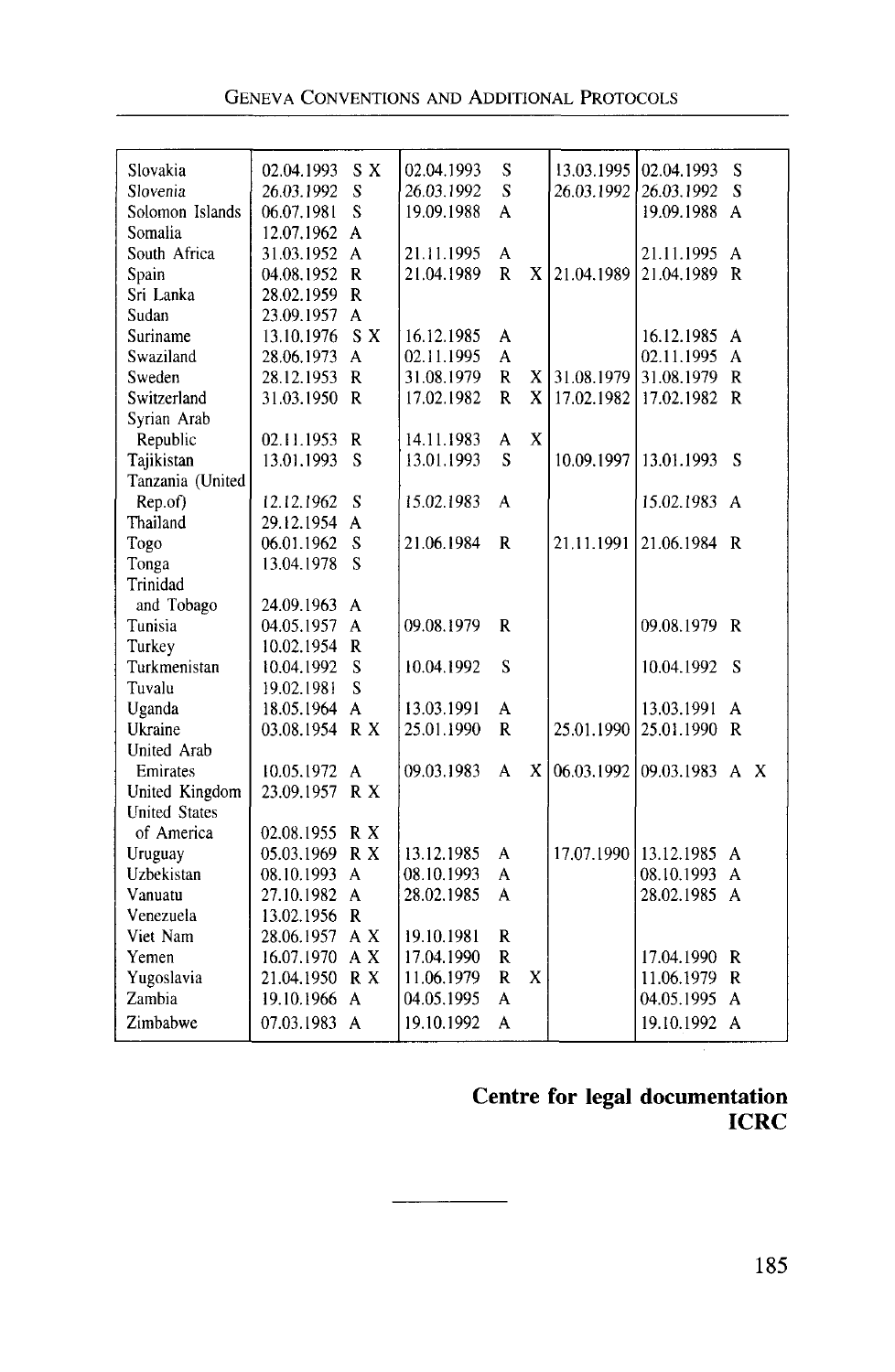| | | | | | | | | | | |
|---|---|---|---|---|---|---|---|---|---|---|
| Slovakia | 02.04.1993 | S X | 02.04.1993 | S | | 13.03.1995 | 02.04.1993 | S | |
| Slovenia | 26.03.1992 | S | 26.03.1992 | S | | 26.03.1992 | 26.03.1992 | S | |
| Solomon Islands | 06.07.1981 | S | 19.09.1988 | A | | | 19.09.1988 | A | |
| Somalia | 12.07.1962 | A | | | | | | | |
| South Africa | 31.03.1952 | A | 21.11.1995 | A | | | 21.11.1995 | A | |
| Spain | 04.08.1952 | R | 21.04.1989 | R | X | 21.04.1989 | 21.04.1989 | R | |
| Sri Lanka | 28.02.1959 | R | | | | | | | |
| Sudan | 23.09.1957 | A | | | | | | | |
| Suriname | 13.10.1976 | S X | 16.12.1985 | A | | | 16.12.1985 | A | |
| Swaziland | 28.06.1973 | A | 02.11.1995 | A | | | 02.11.1995 | A | |
| Sweden | 28.12.1953 | R | 31.08.1979 | R | X | 31.08.1979 | 31.08.1979 | R | |
| Switzerland | 31.03.1950 | R | 17.02.1982 | R | X | 17.02.1982 | 17.02.1982 | R | |
| Syrian Arab Republic | 02.11.1953 | R | 14.11.1983 | A | X | | | | |
| Tajikistan | 13.01.1993 | S | 13.01.1993 | S | | 10.09.1997 | 13.01.1993 | S | |
| Tanzania (United Rep.of) | 12.12.1962 | S | 15.02.1983 | A | | | 15.02.1983 | A | |
| Thailand | 29.12.1954 | A | | | | | | | |
| Togo | 06.01.1962 | S | 21.06.1984 | R | | 21.11.1991 | 21.06.1984 | R | |
| Tonga | 13.04.1978 | S | | | | | | | |
| Trinidad and Tobago | 24.09.1963 | A | | | | | | | |
| Tunisia | 04.05.1957 | A | 09.08.1979 | R | | | 09.08.1979 | R | |
| Turkey | 10.02.1954 | R | | | | | | | |
| Turkmenistan | 10.04.1992 | S | 10.04.1992 | S | | | 10.04.1992 | S | |
| Tuvalu | 19.02.1981 | S | | | | | | | |
| Uganda | 18.05.1964 | A | 13.03.1991 | A | | | 13.03.1991 | A | |
| Ukraine | 03.08.1954 | R X | 25.01.1990 | R | | 25.01.1990 | 25.01.1990 | R | |
| United Arab Emirates | 10.05.1972 | A | 09.03.1983 | A | X | 06.03.1992 | 09.03.1983 | A | X |
| United Kingdom | 23.09.1957 | R X | | | | | | | |
| United States of America | 02.08.1955 | R X | | | | | | | |
| Uruguay | 05.03.1969 | R X | 13.12.1985 | A | | 17.07.1990 | 13.12.1985 | A | |
| Uzbekistan | 08.10.1993 | A | 08.10.1993 | A | | | 08.10.1993 | A | |
| Vanuatu | 27.10.1982 | A | 28.02.1985 | A | | | 28.02.1985 | A | |
| Venezuela | 13.02.1956 | R | | | | | | | |
| Viet Nam | 28.06.1957 | A X | 19.10.1981 | R | | | | | |
| Yemen | 16.07.1970 | A X | 17.04.1990 | R | | | 17.04.1990 | R | |
| Yugoslavia | 21.04.1950 | R X | 11.06.1979 | R | X | | 11.06.1979 | R | |
| Zambia | 19.10.1966 | A | 04.05.1995 | A | | | 04.05.1995 | A | |
| Zimbabwe | 07.03.1983 | A | 19.10.1992 | A | | | 19.10.1992 | A | |

**Centre for legal documentation**
**ICRC**